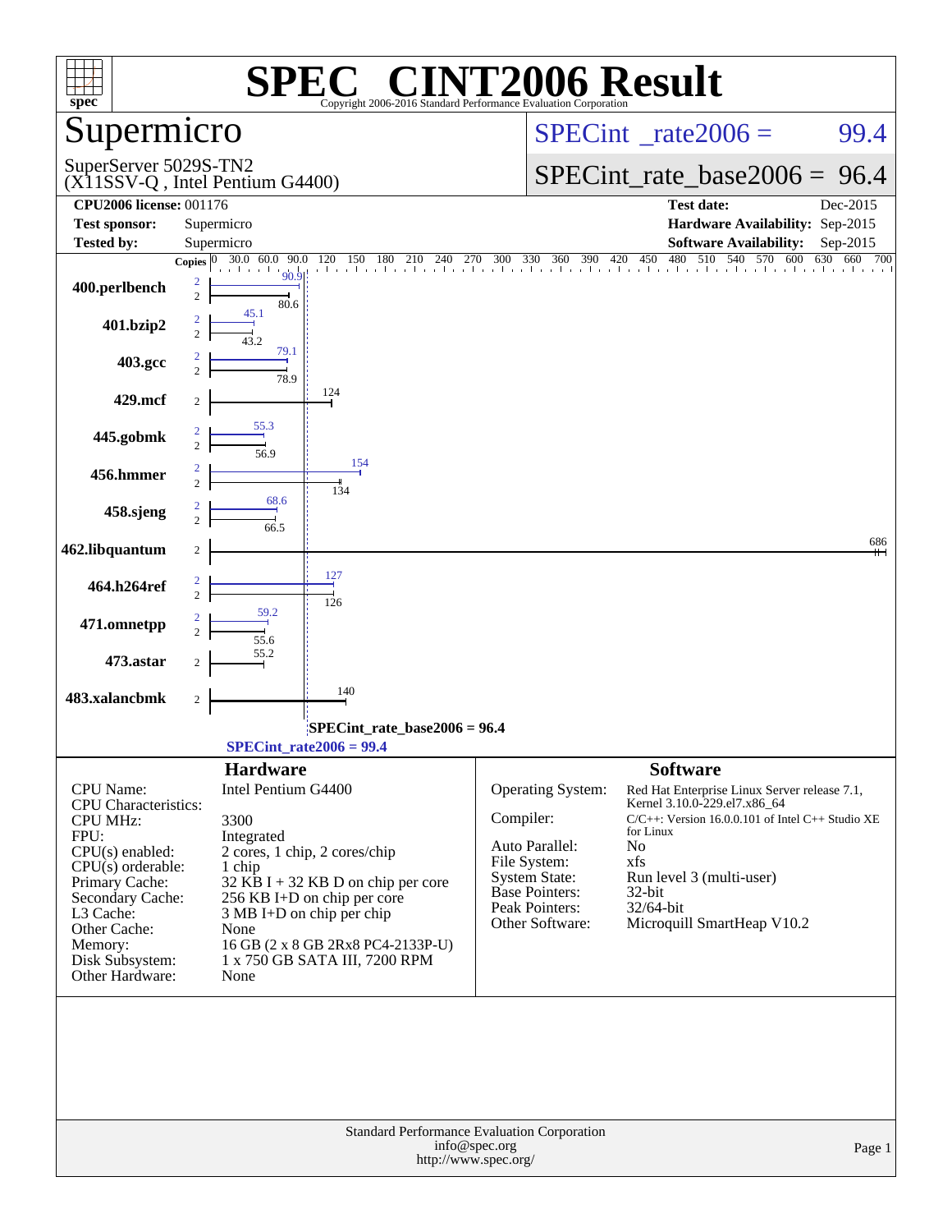# SPEC CINT2006 Result

Copyright 2006-2016 Standard Performance Evaluation Corporation

## Supermicro

SuperServer 5029S-TN2
(X11SSV-Q , Intel Pentium G4400)

SPECint_rate2006 = 99.4

SPECint_rate_base2006 = 96.4

| | | | |
|---|---|---|---|
| **CPU2006 license:** 001176 | | **Test date:** | Dec-2015 |
| **Test sponsor:** | Supermicro | **Hardware Availability:** | Sep-2015 |
| **Tested by:** | Supermicro | **Software Availability:** | Sep-2015 |

| Benchmark | Copies (peak) | Copies (base) | Peak | Base |
|---|---|---|---|---|
| 400.perlbench | 2 | 2 | 90.9 | 80.6 |
| 401.bzip2 | 2 | 2 | 45.1 | 43.2 |
| 403.gcc | 2 | 2 | 79.1 | 78.9 |
| 429.mcf | | 2 | | 124 |
| 445.gobmk | 2 | 2 | 55.3 | 56.9 |
| 456.hmmer | 2 | 2 | 154 | 134 |
| 458.sjeng | 2 | 2 | 68.6 | 66.5 |
| 462.libquantum | | 2 | | 686 |
| 464.h264ref | 2 | 2 | 127 | 126 |
| 471.omnetpp | 2 | 2 | 59.2 | 55.6 |
| 473.astar | | 2 | | 55.2 |
| 483.xalancbmk | | 2 | | 140 |

SPECint_rate_base2006 = 96.4

SPECint_rate2006 = 99.4

### Hardware

| | |
|---|---|
| CPU Name: | Intel Pentium G4400 |
| CPU Characteristics: | |
| CPU MHz: | 3300 |
| FPU: | Integrated |
| CPU(s) enabled: | 2 cores, 1 chip, 2 cores/chip |
| CPU(s) orderable: | 1 chip |
| Primary Cache: | 32 KB I + 32 KB D on chip per core |
| Secondary Cache: | 256 KB I+D on chip per core |
| L3 Cache: | 3 MB I+D on chip per chip |
| Other Cache: | None |
| Memory: | 16 GB (2 x 8 GB 2Rx8 PC4-2133P-U) |
| Disk Subsystem: | 1 x 750 GB SATA III, 7200 RPM |
| Other Hardware: | None |

### Software

| | |
|---|---|
| Operating System: | Red Hat Enterprise Linux Server release 7.1, Kernel 3.10.0-229.el7.x86_64 |
| Compiler: | C/C++: Version 16.0.0.101 of Intel C++ Studio XE for Linux |
| Auto Parallel: | No |
| File System: | xfs |
| System State: | Run level 3 (multi-user) |
| Base Pointers: | 32-bit |
| Peak Pointers: | 32/64-bit |
| Other Software: | Microquill SmartHeap V10.2 |

Standard Performance Evaluation Corporation
info@spec.org
http://www.spec.org/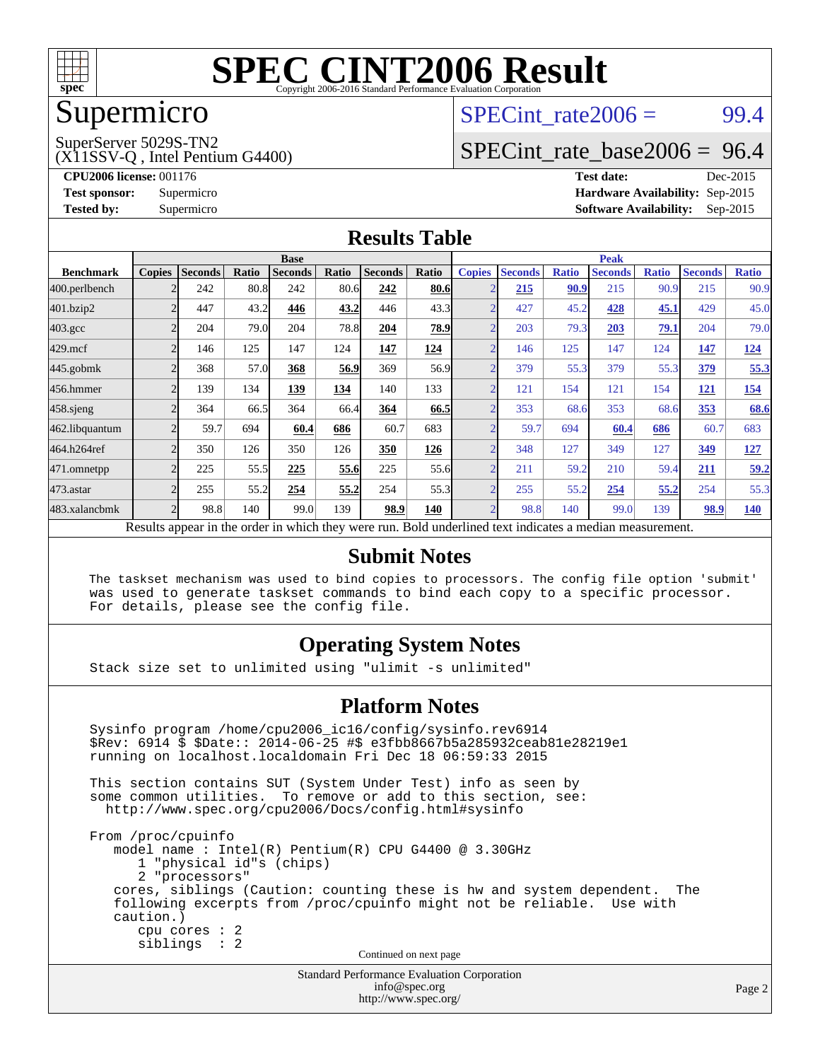# SPEC CINT2006 Result

Copyright 2006-2016 Standard Performance Evaluation Corporation

## Supermicro

SuperServer 5029S-TN2
(X11SSV-Q , Intel Pentium G4400)

SPECint_rate2006 = 99.4

SPECint_rate_base2006 = 96.4

**CPU2006 license:** 001176
**Test sponsor:** Supermicro
**Tested by:** Supermicro

**Test date:** Dec-2015
**Hardware Availability:** Sep-2015
**Software Availability:** Sep-2015

## Results Table

| Benchmark | Base | | | | | | | Peak | | | | | | |
|---|---|---|---|---|---|---|---|---|---|---|---|---|---|---|
| | Copies | Seconds | Ratio | Seconds | Ratio | Seconds | Ratio | Copies | Seconds | Ratio | Seconds | Ratio | Seconds | Ratio |
| 400.perlbench | 2 | 242 | 80.8 | 242 | 80.6 | **242** | **80.6** | 2 | **215** | **90.9** | 215 | 90.9 | 215 | 90.9 |
| 401.bzip2 | 2 | 447 | 43.2 | **446** | **43.2** | 446 | 43.3 | 2 | 427 | 45.2 | **428** | **45.1** | 429 | 45.0 |
| 403.gcc | 2 | 204 | 79.0 | 204 | 78.8 | **204** | **78.9** | 2 | 203 | 79.3 | **203** | **79.1** | 204 | 79.0 |
| 429.mcf | 2 | 146 | 125 | 147 | 124 | **147** | **124** | 2 | 146 | 125 | 147 | 124 | **147** | **124** |
| 445.gobmk | 2 | 368 | 57.0 | **368** | **56.9** | 369 | 56.9 | 2 | 379 | 55.3 | 379 | 55.3 | **379** | **55.3** |
| 456.hmmer | 2 | 139 | 134 | **139** | **134** | 140 | 133 | 2 | 121 | 154 | 121 | 154 | **121** | **154** |
| 458.sjeng | 2 | 364 | 66.5 | 364 | 66.4 | **364** | **66.5** | 2 | 353 | 68.6 | 353 | 68.6 | **353** | **68.6** |
| 462.libquantum | 2 | 59.7 | 694 | **60.4** | **686** | 60.7 | 683 | 2 | 59.7 | 694 | **60.4** | **686** | 60.7 | 683 |
| 464.h264ref | 2 | 350 | 126 | 350 | 126 | **350** | **126** | 2 | 348 | 127 | 349 | 127 | **349** | **127** |
| 471.omnetpp | 2 | 225 | 55.5 | **225** | **55.6** | 225 | 55.6 | 2 | 211 | 59.2 | 210 | 59.4 | **211** | **59.2** |
| 473.astar | 2 | 255 | 55.2 | **254** | **55.2** | 254 | 55.3 | 2 | 255 | 55.2 | **254** | **55.2** | 254 | 55.3 |
| 483.xalancbmk | 2 | 98.8 | 140 | 99.0 | 139 | **98.9** | **140** | 2 | 98.8 | 140 | 99.0 | 139 | **98.9** | **140** |

Results appear in the order in which they were run. Bold underlined text indicates a median measurement.

## Submit Notes

```
The taskset mechanism was used to bind copies to processors. The config file option 'submit'
was used to generate taskset commands to bind each copy to a specific processor.
For details, please see the config file.
```

## Operating System Notes

```
Stack size set to unlimited using "ulimit -s unlimited"
```

## Platform Notes

```
Sysinfo program /home/cpu2006_ic16/config/sysinfo.rev6914
$Rev: 6914 $ $Date:: 2014-06-25 #$ e3fbb8667b5a285932ceab81e28219e1
running on localhost.localdomain Fri Dec 18 06:59:33 2015

This section contains SUT (System Under Test) info as seen by
some common utilities.  To remove or add to this section, see:
  http://www.spec.org/cpu2006/Docs/config.html#sysinfo

From /proc/cpuinfo
   model name : Intel(R) Pentium(R) CPU G4400 @ 3.30GHz
      1 "physical id"s (chips)
      2 "processors"
   cores, siblings (Caution: counting these is hw and system dependent.  The
   following excerpts from /proc/cpuinfo might not be reliable.  Use with
   caution.)
      cpu cores : 2
      siblings  : 2
```

Continued on next page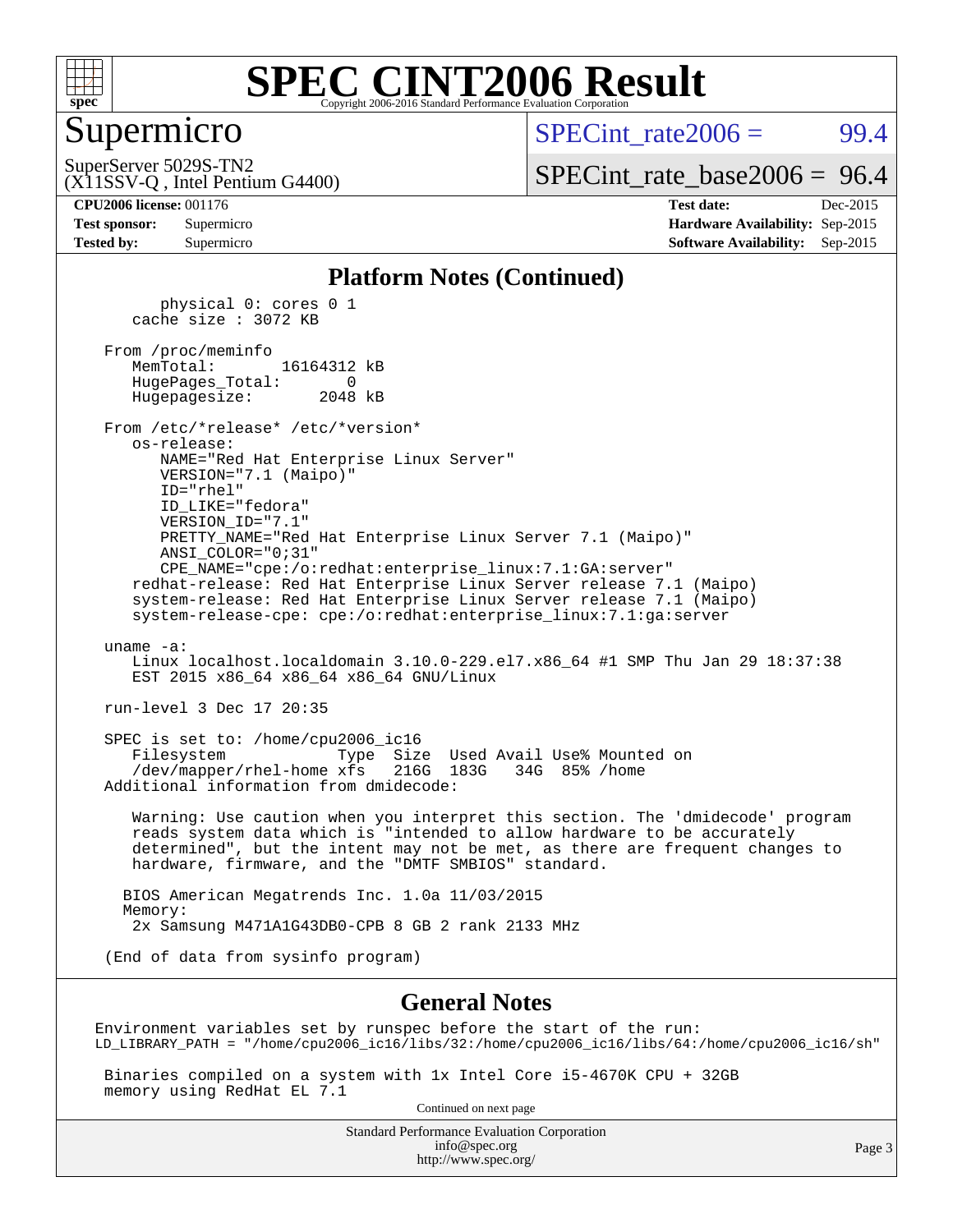# SPEC CINT2006 Result

## Supermicro

SuperServer 5029S-TN2
(X11SSV-Q , Intel Pentium G4400)

SPECint_rate2006 = 99.4

SPECint_rate_base2006 = 96.4

| | | | |
|---|---|---|---|
| **CPU2006 license:** | 001176 | **Test date:** | Dec-2015 |
| **Test sponsor:** | Supermicro | **Hardware Availability:** | Sep-2015 |
| **Tested by:** | Supermicro | **Software Availability:** | Sep-2015 |

### Platform Notes (Continued)

```
        physical 0: cores 0 1
     cache size : 3072 KB

   From /proc/meminfo
      MemTotal:       16164312 kB
      HugePages_Total:       0
      Hugepagesize:       2048 kB

   From /etc/*release* /etc/*version*
      os-release:
         NAME="Red Hat Enterprise Linux Server"
         VERSION="7.1 (Maipo)"
         ID="rhel"
         ID_LIKE="fedora"
         VERSION_ID="7.1"
         PRETTY_NAME="Red Hat Enterprise Linux Server 7.1 (Maipo)"
         ANSI_COLOR="0;31"
         CPE_NAME="cpe:/o:redhat:enterprise_linux:7.1:GA:server"
      redhat-release: Red Hat Enterprise Linux Server release 7.1 (Maipo)
      system-release: Red Hat Enterprise Linux Server release 7.1 (Maipo)
      system-release-cpe: cpe:/o:redhat:enterprise_linux:7.1:ga:server

   uname -a:
      Linux localhost.localdomain 3.10.0-229.el7.x86_64 #1 SMP Thu Jan 29 18:37:38
      EST 2015 x86_64 x86_64 x86_64 GNU/Linux

   run-level 3 Dec 17 20:35

   SPEC is set to: /home/cpu2006_ic16
      Filesystem            Type  Size  Used Avail Use% Mounted on
      /dev/mapper/rhel-home xfs   216G  183G   34G  85% /home
   Additional information from dmidecode:

      Warning: Use caution when you interpret this section. The 'dmidecode' program
      reads system data which is "intended to allow hardware to be accurately
      determined", but the intent may not be met, as there are frequent changes to
      hardware, firmware, and the "DMTF SMBIOS" standard.

     BIOS American Megatrends Inc. 1.0a 11/03/2015
     Memory:
      2x Samsung M471A1G43DB0-CPB 8 GB 2 rank 2133 MHz

   (End of data from sysinfo program)
```

### General Notes

```
 Environment variables set by runspec before the start of the run:
 LD_LIBRARY_PATH = "/home/cpu2006_ic16/libs/32:/home/cpu2006_ic16/libs/64:/home/cpu2006_ic16/sh"

  Binaries compiled on a system with 1x Intel Core i5-4670K CPU + 32GB
  memory using RedHat EL 7.1
```

Continued on next page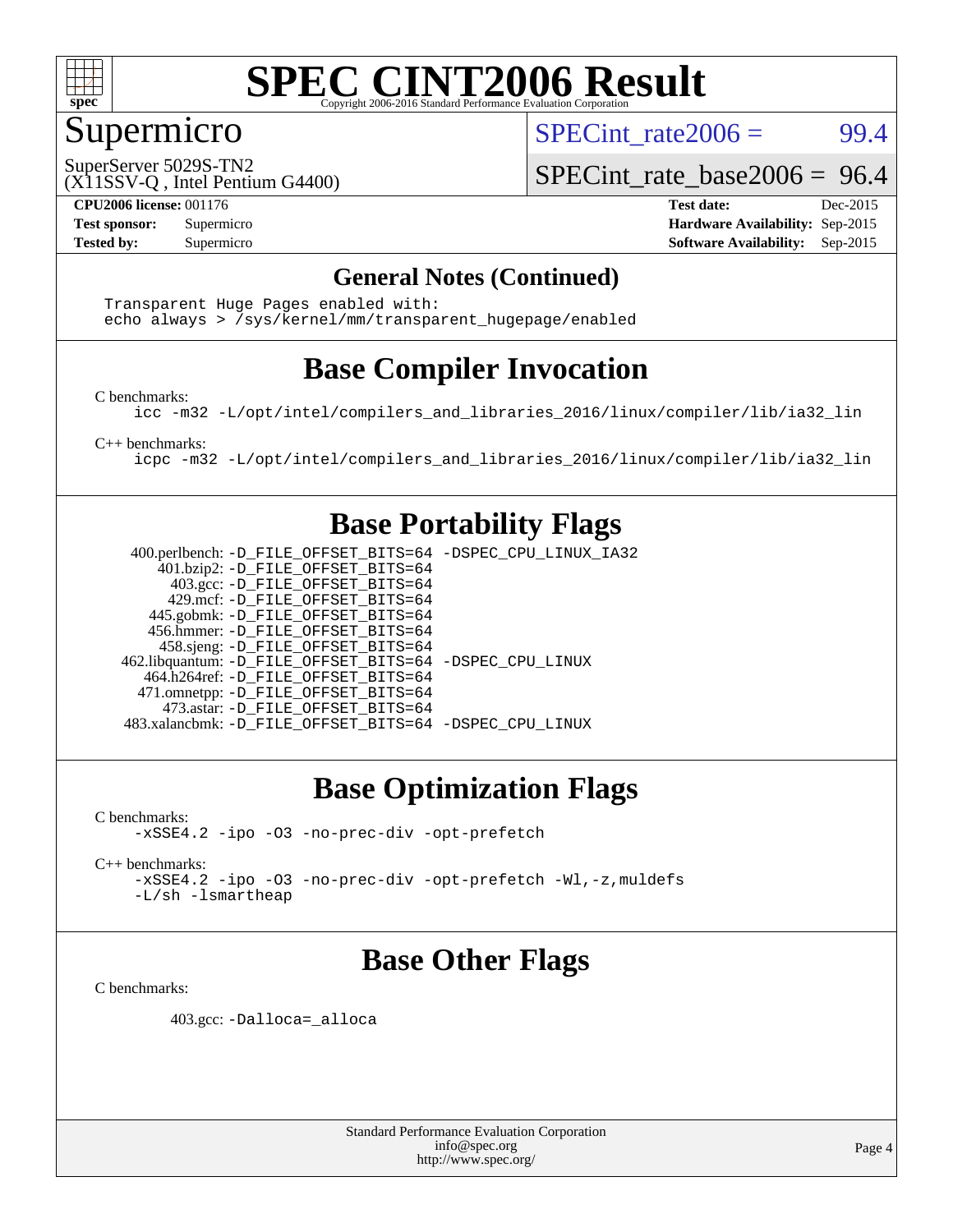# SPEC CINT2006 Result

Copyright 2006-2016 Standard Performance Evaluation Corporation

## Supermicro

SuperServer 5029S-TN2
(X11SSV-Q , Intel Pentium G4400)

SPECint_rate2006 = 99.4

SPECint_rate_base2006 = 96.4

| | | | |
|---|---|---|---|
| **CPU2006 license:** 001176 | | **Test date:** | Dec-2015 |
| **Test sponsor:** | Supermicro | **Hardware Availability:** | Sep-2015 |
| **Tested by:** | Supermicro | **Software Availability:** | Sep-2015 |

### General Notes (Continued)

```
Transparent Huge Pages enabled with:
echo always > /sys/kernel/mm/transparent_hugepage/enabled
```

## Base Compiler Invocation

C benchmarks:

```
icc -m32 -L/opt/intel/compilers_and_libraries_2016/linux/compiler/lib/ia32_lin
```

C++ benchmarks:

```
icpc -m32 -L/opt/intel/compilers_and_libraries_2016/linux/compiler/lib/ia32_lin
```

## Base Portability Flags

| | |
|---|---|
| 400.perlbench: | -D_FILE_OFFSET_BITS=64 -DSPEC_CPU_LINUX_IA32 |
| 401.bzip2: | -D_FILE_OFFSET_BITS=64 |
| 403.gcc: | -D_FILE_OFFSET_BITS=64 |
| 429.mcf: | -D_FILE_OFFSET_BITS=64 |
| 445.gobmk: | -D_FILE_OFFSET_BITS=64 |
| 456.hmmer: | -D_FILE_OFFSET_BITS=64 |
| 458.sjeng: | -D_FILE_OFFSET_BITS=64 |
| 462.libquantum: | -D_FILE_OFFSET_BITS=64 -DSPEC_CPU_LINUX |
| 464.h264ref: | -D_FILE_OFFSET_BITS=64 |
| 471.omnetpp: | -D_FILE_OFFSET_BITS=64 |
| 473.astar: | -D_FILE_OFFSET_BITS=64 |
| 483.xalancbmk: | -D_FILE_OFFSET_BITS=64 -DSPEC_CPU_LINUX |

## Base Optimization Flags

C benchmarks:

```
-xSSE4.2 -ipo -O3 -no-prec-div -opt-prefetch
```

C++ benchmarks:

```
-xSSE4.2 -ipo -O3 -no-prec-div -opt-prefetch -Wl,-z,muldefs
-L/sh -lsmartheap
```

## Base Other Flags

C benchmarks:

403.gcc: -Dalloca=_alloca

Standard Performance Evaluation Corporation
info@spec.org
http://www.spec.org/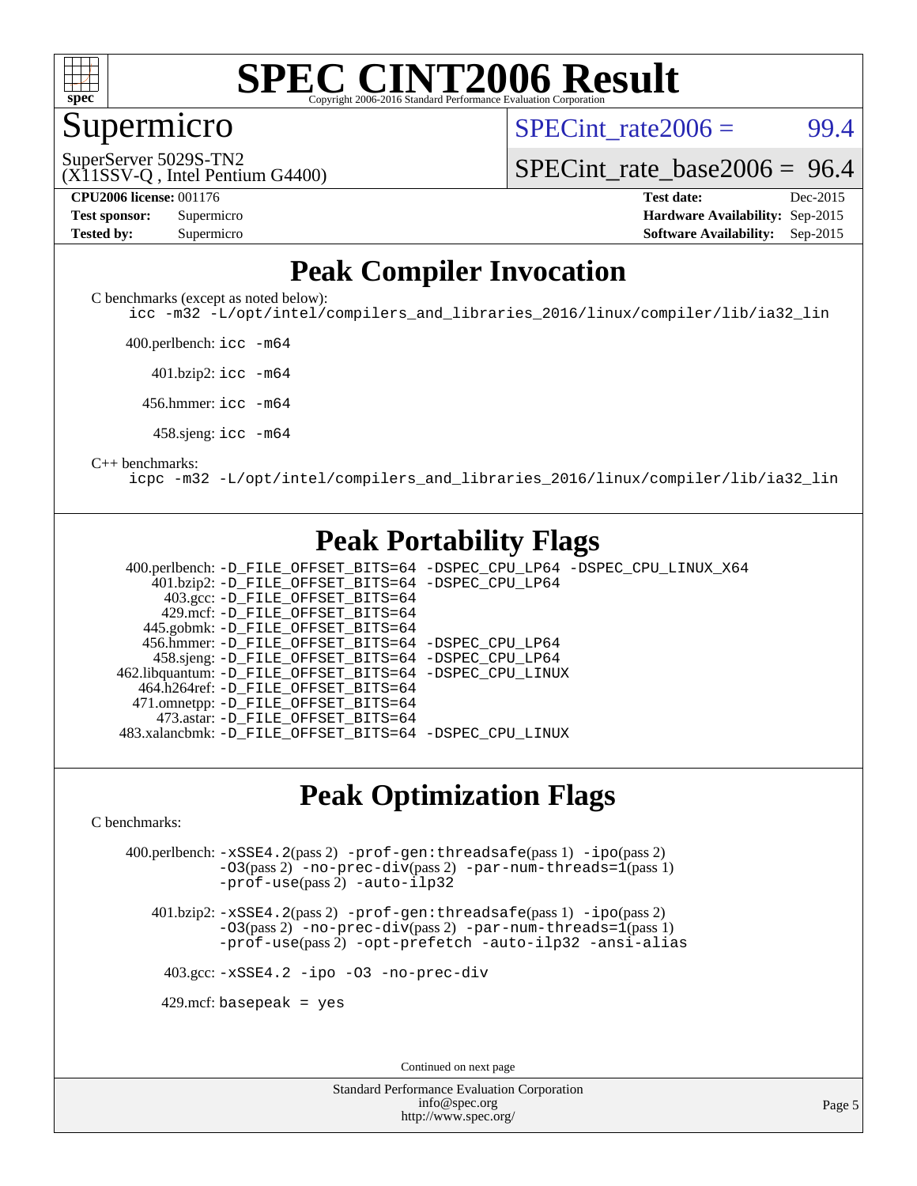# SPEC CINT2006 Result

## Supermicro

SuperServer 5029S-TN2
(X11SSV-Q , Intel Pentium G4400)

SPECint_rate2006 = 99.4

SPECint_rate_base2006 = 96.4

| | | | |
|---|---|---|---|
| **CPU2006 license:** 001176 | | **Test date:** | Dec-2015 |
| **Test sponsor:** | Supermicro | **Hardware Availability:** | Sep-2015 |
| **Tested by:** | Supermicro | **Software Availability:** | Sep-2015 |

## Peak Compiler Invocation

C benchmarks (except as noted below):

```
icc -m32 -L/opt/intel/compilers_and_libraries_2016/linux/compiler/lib/ia32_lin
```

400.perlbench: `icc -m64`

401.bzip2: `icc -m64`

456.hmmer: `icc -m64`

458.sjeng: `icc -m64`

C++ benchmarks:

```
icpc -m32 -L/opt/intel/compilers_and_libraries_2016/linux/compiler/lib/ia32_lin
```

## Peak Portability Flags

400.perlbench: `-D_FILE_OFFSET_BITS=64 -DSPEC_CPU_LP64 -DSPEC_CPU_LINUX_X64`
401.bzip2: `-D_FILE_OFFSET_BITS=64 -DSPEC_CPU_LP64`
403.gcc: `-D_FILE_OFFSET_BITS=64`
429.mcf: `-D_FILE_OFFSET_BITS=64`
445.gobmk: `-D_FILE_OFFSET_BITS=64`
456.hmmer: `-D_FILE_OFFSET_BITS=64 -DSPEC_CPU_LP64`
458.sjeng: `-D_FILE_OFFSET_BITS=64 -DSPEC_CPU_LP64`
462.libquantum: `-D_FILE_OFFSET_BITS=64 -DSPEC_CPU_LINUX`
464.h264ref: `-D_FILE_OFFSET_BITS=64`
471.omnetpp: `-D_FILE_OFFSET_BITS=64`
473.astar: `-D_FILE_OFFSET_BITS=64`
483.xalancbmk: `-D_FILE_OFFSET_BITS=64 -DSPEC_CPU_LINUX`

## Peak Optimization Flags

C benchmarks:

400.perlbench: `-xSSE4.2`(pass 2) `-prof-gen:threadsafe`(pass 1) `-ipo`(pass 2) `-O3`(pass 2) `-no-prec-div`(pass 2) `-par-num-threads=1`(pass 1) `-prof-use`(pass 2) `-auto-ilp32`

401.bzip2: `-xSSE4.2`(pass 2) `-prof-gen:threadsafe`(pass 1) `-ipo`(pass 2) `-O3`(pass 2) `-no-prec-div`(pass 2) `-par-num-threads=1`(pass 1) `-prof-use`(pass 2) `-opt-prefetch -auto-ilp32 -ansi-alias`

403.gcc: `-xSSE4.2 -ipo -O3 -no-prec-div`

429.mcf: `basepeak = yes`

Continued on next page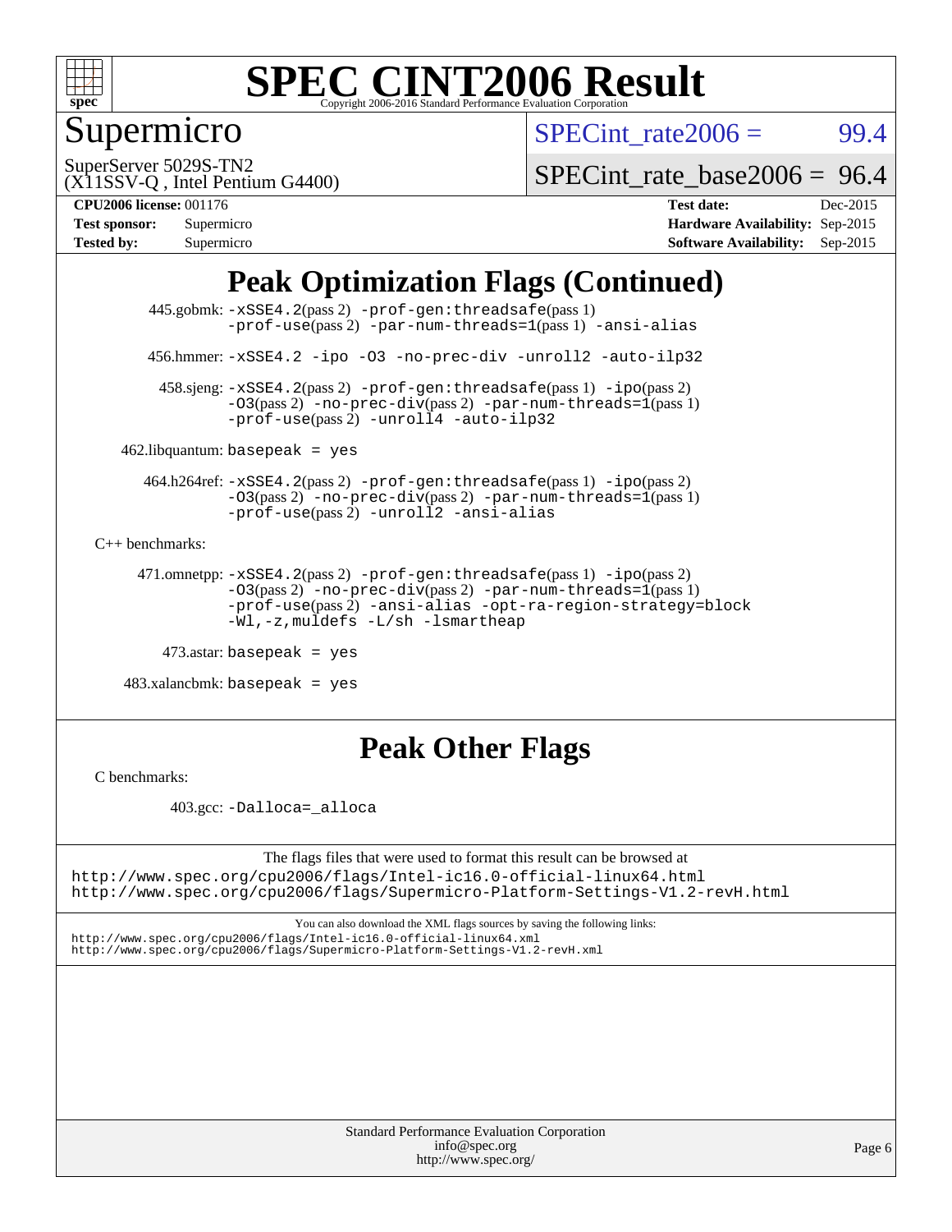# Peak Optimization Flags (Continued)

445.gobmk: -xSSE4.2(pass 2) -prof-gen:threadsafe(pass 1) -prof-use(pass 2) -par-num-threads=1(pass 1) -ansi-alias

456.hmmer: -xSSE4.2 -ipo -O3 -no-prec-div -unroll2 -auto-ilp32

458.sjeng: -xSSE4.2(pass 2) -prof-gen:threadsafe(pass 1) -ipo(pass 2) -O3(pass 2) -no-prec-div(pass 2) -par-num-threads=1(pass 1) -prof-use(pass 2) -unroll4 -auto-ilp32

462.libquantum: basepeak = yes

464.h264ref: -xSSE4.2(pass 2) -prof-gen:threadsafe(pass 1) -ipo(pass 2) -O3(pass 2) -no-prec-div(pass 2) -par-num-threads=1(pass 1) -prof-use(pass 2) -unroll2 -ansi-alias

C++ benchmarks:

471.omnetpp: -xSSE4.2(pass 2) -prof-gen:threadsafe(pass 1) -ipo(pass 2) -O3(pass 2) -no-prec-div(pass 2) -par-num-threads=1(pass 1) -prof-use(pass 2) -ansi-alias -opt-ra-region-strategy=block -Wl,-z,muldefs -L/sh -lsmartheap

473.astar: basepeak = yes

483.xalancbmk: basepeak = yes

# Peak Other Flags

C benchmarks:

403.gcc: -Dalloca=_alloca

The flags files that were used to format this result can be browsed at
http://www.spec.org/cpu2006/flags/Intel-ic16.0-official-linux64.html
http://www.spec.org/cpu2006/flags/Supermicro-Platform-Settings-V1.2-revH.html

You can also download the XML flags sources by saving the following links:
http://www.spec.org/cpu2006/flags/Intel-ic16.0-official-linux64.xml
http://www.spec.org/cpu2006/flags/Supermicro-Platform-Settings-V1.2-revH.xml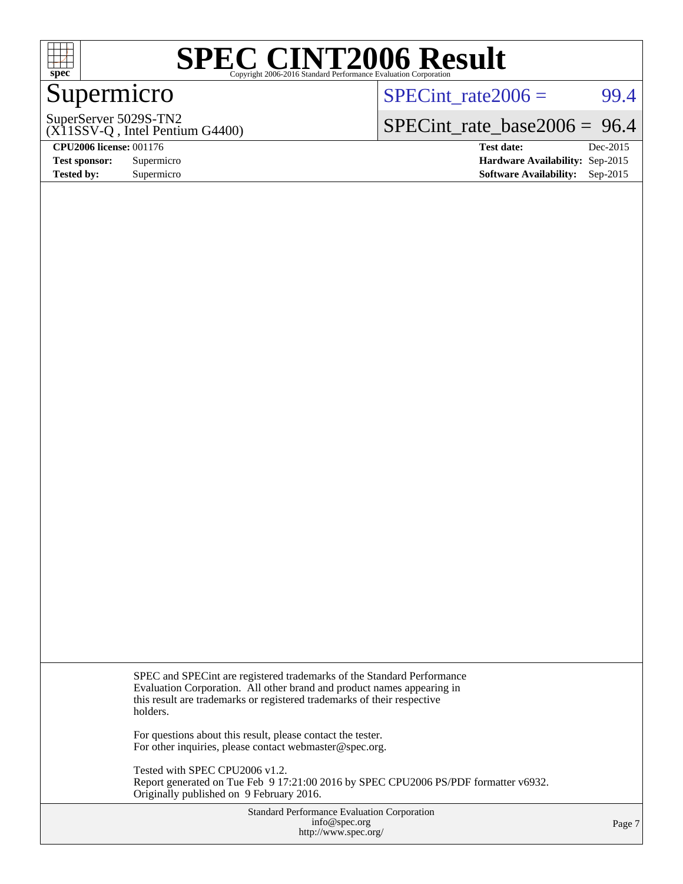SPEC and SPECint are registered trademarks of the Standard Performance Evaluation Corporation. All other brand and product names appearing in this result are trademarks or registered trademarks of their respective holders.

For questions about this result, please contact the tester.
For other inquiries, please contact webmaster@spec.org.

Tested with SPEC CPU2006 v1.2.
Report generated on Tue Feb 9 17:21:00 2016 by SPEC CPU2006 PS/PDF formatter v6932.
Originally published on 9 February 2016.